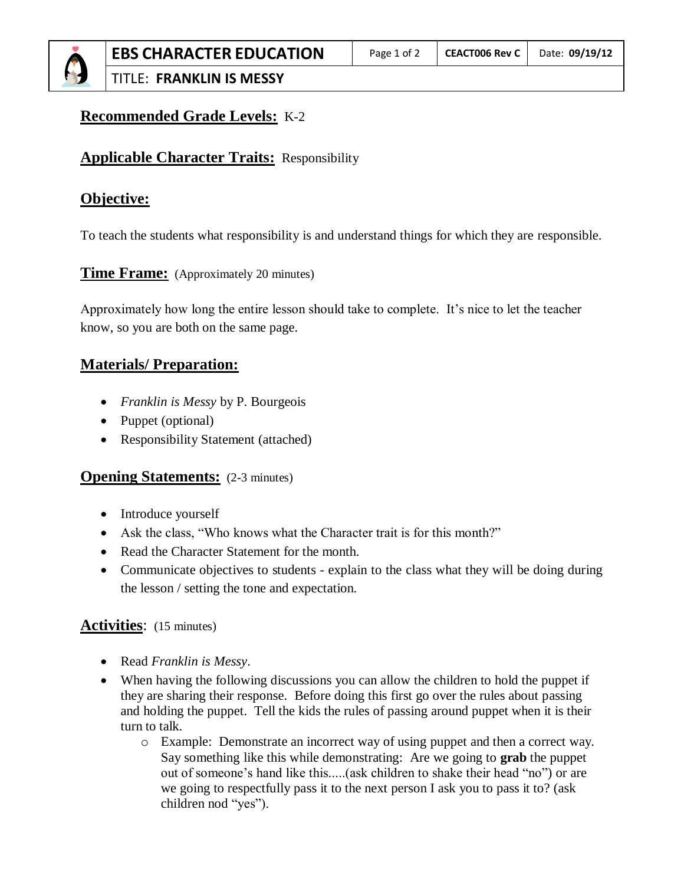# EBS CHARACTER EDUCATION

CEACT006 Rev C | Date: **09/19/12**

TITLE: **FRANKLIN IS MESSY**

## Recommended Grade Levels: K-2

## Applicable Character Traits: Responsibility

## Objective:

To teach the students what responsibility is and understand things for which they are responsible.

## Time Frame: (Approximately 20 minutes)

Approximately how long the entire lesson should take to complete. It's nice to let the teacher know, so you are both on the same page.

## Materials/ Preparation:

- *Franklin is Messy* by P. Bourgeois
- Puppet (optional)
- Responsibility Statement (attached)

## Opening Statements: (2-3 minutes)

- Introduce yourself
- Ask the class, "Who knows what the Character trait is for this month?"
- Read the Character Statement for the month.
- Communicate objectives to students - explain to the class what they will be doing during the lesson / setting the tone and expectation.

## Activities: (15 minutes)

- Read *Franklin is Messy*.
- When having the following discussions you can allow the children to hold the puppet if they are sharing their response. Before doing this first go over the rules about passing and holding the puppet. Tell the kids the rules of passing around puppet when it is their turn to talk.
  - Example: Demonstrate an incorrect way of using puppet and then a correct way. Say something like this while demonstrating: Are we going to **grab** the puppet out of someone's hand like this.....(ask children to shake their head "no") or are we going to respectfully pass it to the next person I ask you to pass it to? (ask children nod "yes").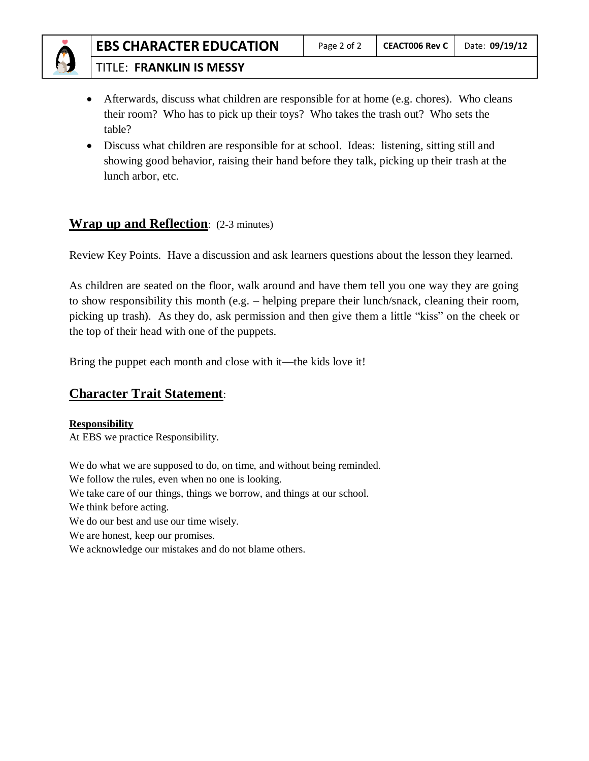- Afterwards, discuss what children are responsible for at home (e.g. chores). Who cleans their room? Who has to pick up their toys? Who takes the trash out? Who sets the table?
- Discuss what children are responsible for at school. Ideas: listening, sitting still and showing good behavior, raising their hand before they talk, picking up their trash at the lunch arbor, etc.

## Wrap up and Reflection: (2-3 minutes)

Review Key Points. Have a discussion and ask learners questions about the lesson they learned.

As children are seated on the floor, walk around and have them tell you one way they are going to show responsibility this month (e.g. – helping prepare their lunch/snack, cleaning their room, picking up trash). As they do, ask permission and then give them a little "kiss" on the cheek or the top of their head with one of the puppets.

Bring the puppet each month and close with it—the kids love it!

## Character Trait Statement:

**Responsibility**

At EBS we practice Responsibility.

We do what we are supposed to do, on time, and without being reminded.
We follow the rules, even when no one is looking.
We take care of our things, things we borrow, and things at our school.
We think before acting.
We do our best and use our time wisely.
We are honest, keep our promises.
We acknowledge our mistakes and do not blame others.